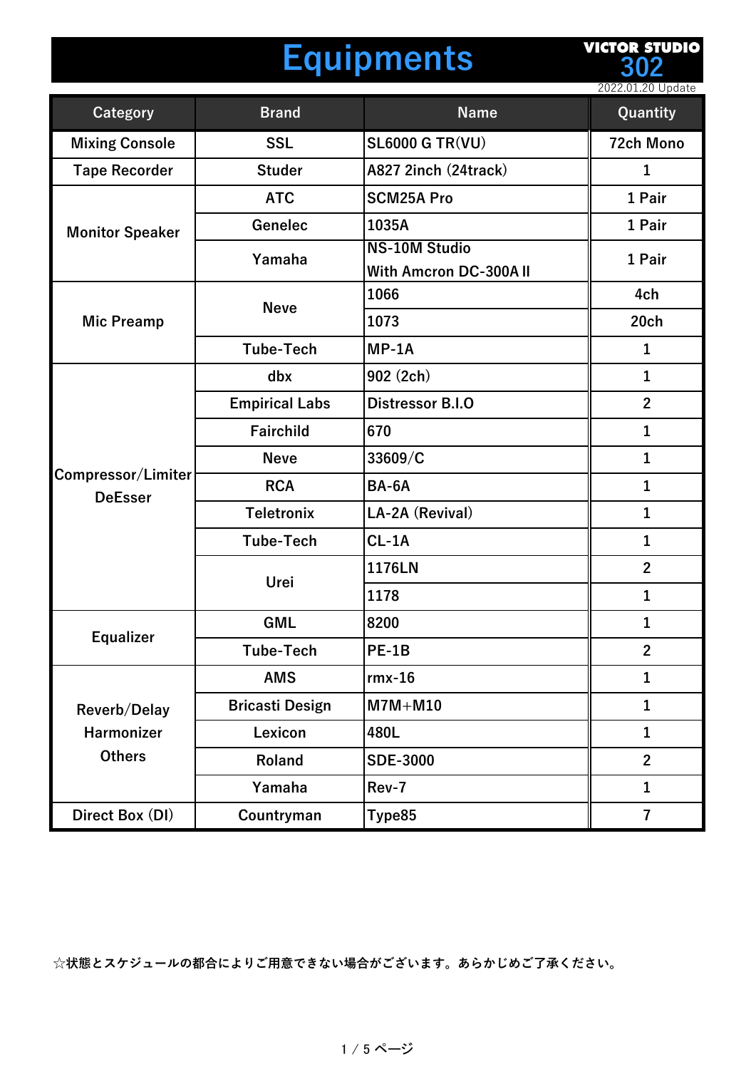# Equipments

**VICTOR STUDIO 302**

2022.01.20 Update

| Category | Brand | Name | Quantity |
|---|---|---|---|
| Mixing Console | SSL | SL6000 G TR(VU) | 72ch Mono |
| Tape Recorder | Studer | A827 2inch (24track) | 1 |
| Monitor Speaker | ATC | SCM25A Pro | 1 Pair |
| | Genelec | 1035A | 1 Pair |
| | Yamaha | NS-10M Studio With Amcron DC-300A II | 1 Pair |
| Mic Preamp | Neve | 1066 | 4ch |
| | | 1073 | 20ch |
| | Tube-Tech | MP-1A | 1 |
| Compressor/Limiter DeEsser | dbx | 902 (2ch) | 1 |
| | Empirical Labs | Distressor B.I.O | 2 |
| | Fairchild | 670 | 1 |
| | Neve | 33609/C | 1 |
| | RCA | BA-6A | 1 |
| | Teletronix | LA-2A (Revival) | 1 |
| | Tube-Tech | CL-1A | 1 |
| | Urei | 1176LN | 2 |
| | | 1178 | 1 |
| Equalizer | GML | 8200 | 1 |
| | Tube-Tech | PE-1B | 2 |
| Reverb/Delay Harmonizer Others | AMS | rmx-16 | 1 |
| | Bricasti Design | M7M+M10 | 1 |
| | Lexicon | 480L | 1 |
| | Roland | SDE-3000 | 2 |
| | Yamaha | Rev-7 | 1 |
| Direct Box (DI) | Countryman | Type85 | 7 |

☆状態とスケジュールの都合によりご用意できない場合がございます。あらかじめご了承ください。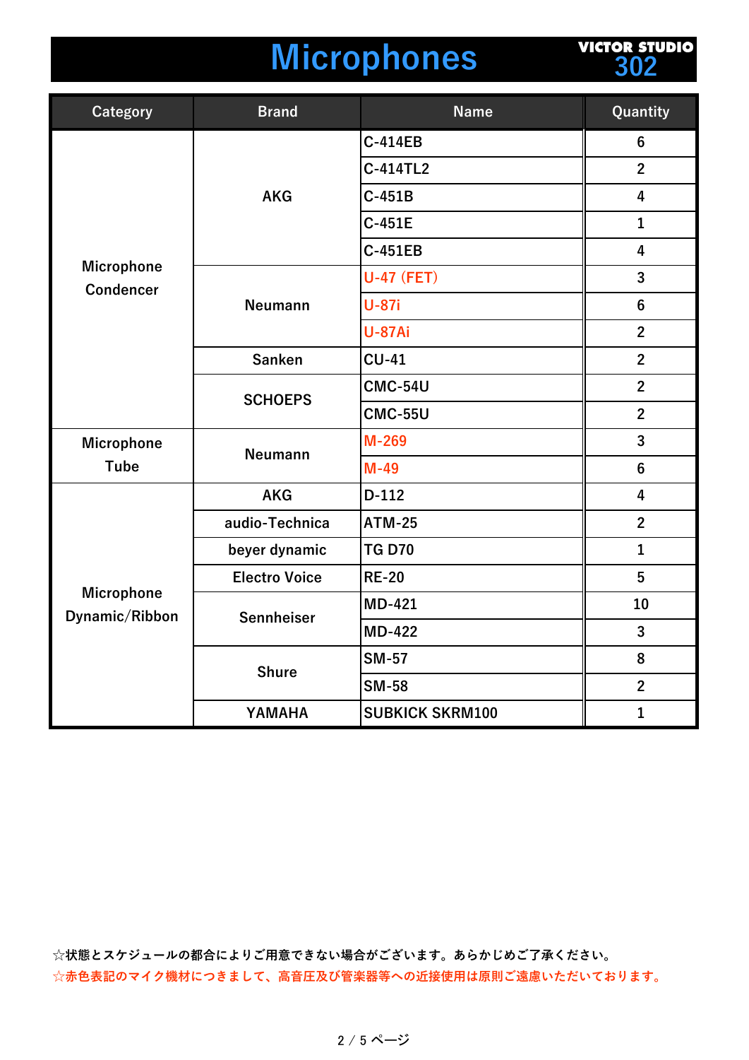# Microphones

VICTOR STUDIO 302

| Category | Brand | Name | Quantity |
|---|---|---|---|
| Microphone Condencer | AKG | C-414EB | 6 |
| | | C-414TL2 | 2 |
| | | C-451B | 4 |
| | | C-451E | 1 |
| | | C-451EB | 4 |
| | Neumann | U-47 (FET) | 3 |
| | | U-87i | 6 |
| | | U-87Ai | 2 |
| | Sanken | CU-41 | 2 |
| | SCHOEPS | CMC-54U | 2 |
| | | CMC-55U | 2 |
| Microphone Tube | Neumann | M-269 | 3 |
| | | M-49 | 6 |
| Microphone Dynamic/Ribbon | AKG | D-112 | 4 |
| | audio-Technica | ATM-25 | 2 |
| | beyer dynamic | TG D70 | 1 |
| | Electro Voice | RE-20 | 5 |
| | Sennheiser | MD-421 | 10 |
| | | MD-422 | 3 |
| | Shure | SM-57 | 8 |
| | | SM-58 | 2 |
| | YAMAHA | SUBKICK SKRM100 | 1 |

☆状態とスケジュールの都合によりご用意できない場合がございます。あらかじめご了承ください。

☆赤色表記のマイク機材につきまして、高音圧及び管楽器等への近接使用は原則ご遠慮いただいております。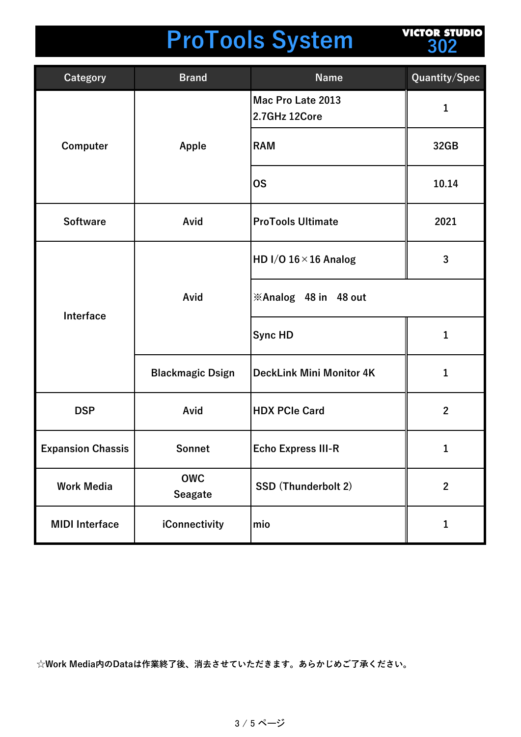# ProTools System

VICTOR STUDIO 302

| Category | Brand | Name | Quantity/Spec |
|---|---|---|---|
| Computer | Apple | Mac Pro Late 2013 2.7GHz 12Core | 1 |
| | | RAM | 32GB |
| | | OS | 10.14 |
| Software | Avid | ProTools Ultimate | 2021 |
| Interface | Avid | HD I/O 16×16 Analog | 3 |
| | | ※Analog　48 in　48 out | |
| | | Sync HD | 1 |
| | Blackmagic Dsign | DeckLink Mini Monitor 4K | 1 |
| DSP | Avid | HDX PCIe Card | 2 |
| Expansion Chassis | Sonnet | Echo Express III-R | 1 |
| Work Media | OWC Seagate | SSD (Thunderbolt 2) | 2 |
| MIDI Interface | iConnectivity | mio | 1 |

☆Work Media内のDataは作業終了後、消去させていただきます。あらかじめご了承ください。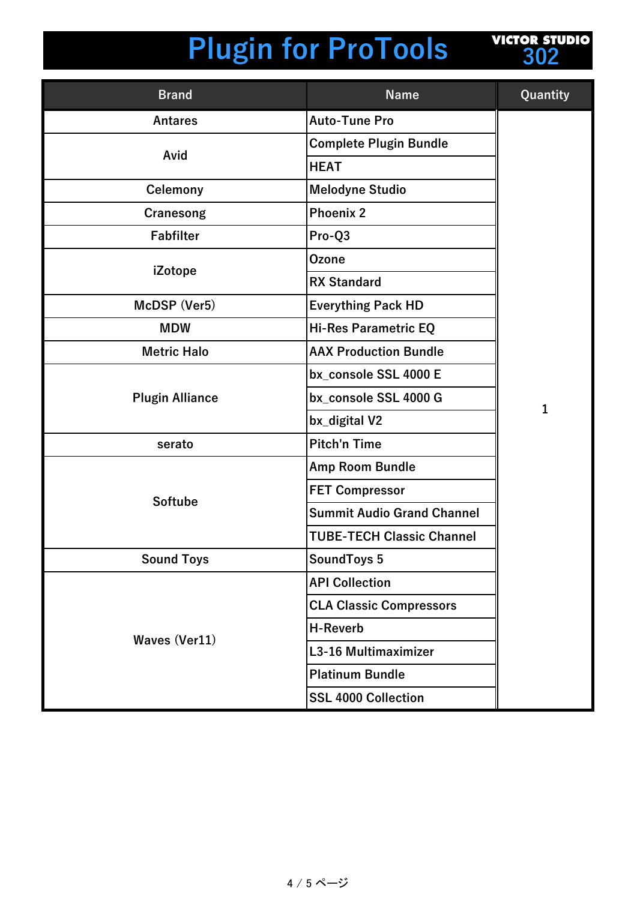# Plugin for ProTools

**VICTOR STUDIO 302**

| Brand | Name | Quantity |
|---|---|---|
| Antares | Auto-Tune Pro | 1 |
| Avid | Complete Plugin Bundle | |
| | HEAT | |
| Celemony | Melodyne Studio | |
| Cranesong | Phoenix 2 | |
| Fabfilter | Pro-Q3 | |
| iZotope | Ozone | |
| | RX Standard | |
| McDSP (Ver5) | Everything Pack HD | |
| MDW | Hi-Res Parametric EQ | |
| Metric Halo | AAX Production Bundle | |
| Plugin Alliance | bx_console SSL 4000 E | |
| | bx_console SSL 4000 G | |
| | bx_digital V2 | |
| serato | Pitch'n Time | |
| Softube | Amp Room Bundle | |
| | FET Compressor | |
| | Summit Audio Grand Channel | |
| | TUBE-TECH Classic Channel | |
| Sound Toys | SoundToys 5 | |
| Waves (Ver11) | API Collection | |
| | CLA Classic Compressors | |
| | H-Reverb | |
| | L3-16 Multimaximizer | |
| | Platinum Bundle | |
| | SSL 4000 Collection | |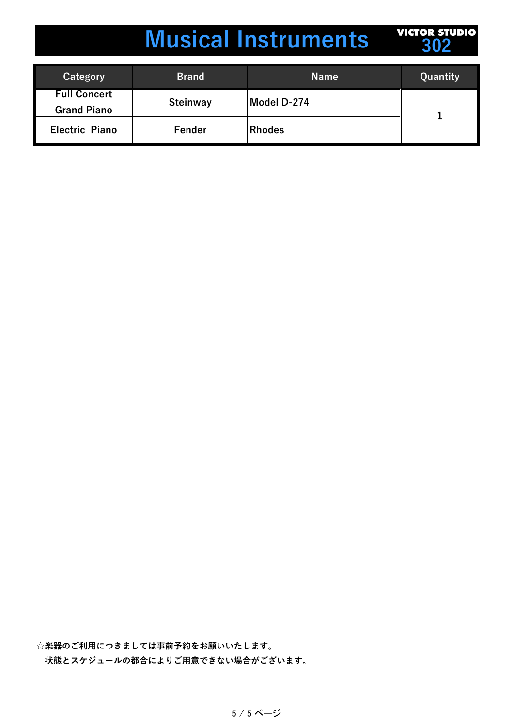# Musical Instruments

VICTOR STUDIO 302

| Category | Brand | Name | Quantity |
|---|---|---|---|
| Full Concert Grand Piano | Steinway | Model D-274 | 1 |
| Electric  Piano | Fender | Rhodes | |

☆楽器のご利用につきましては事前予約をお願いいたします。
　状態とスケジュールの都合によりご用意できない場合がございます。